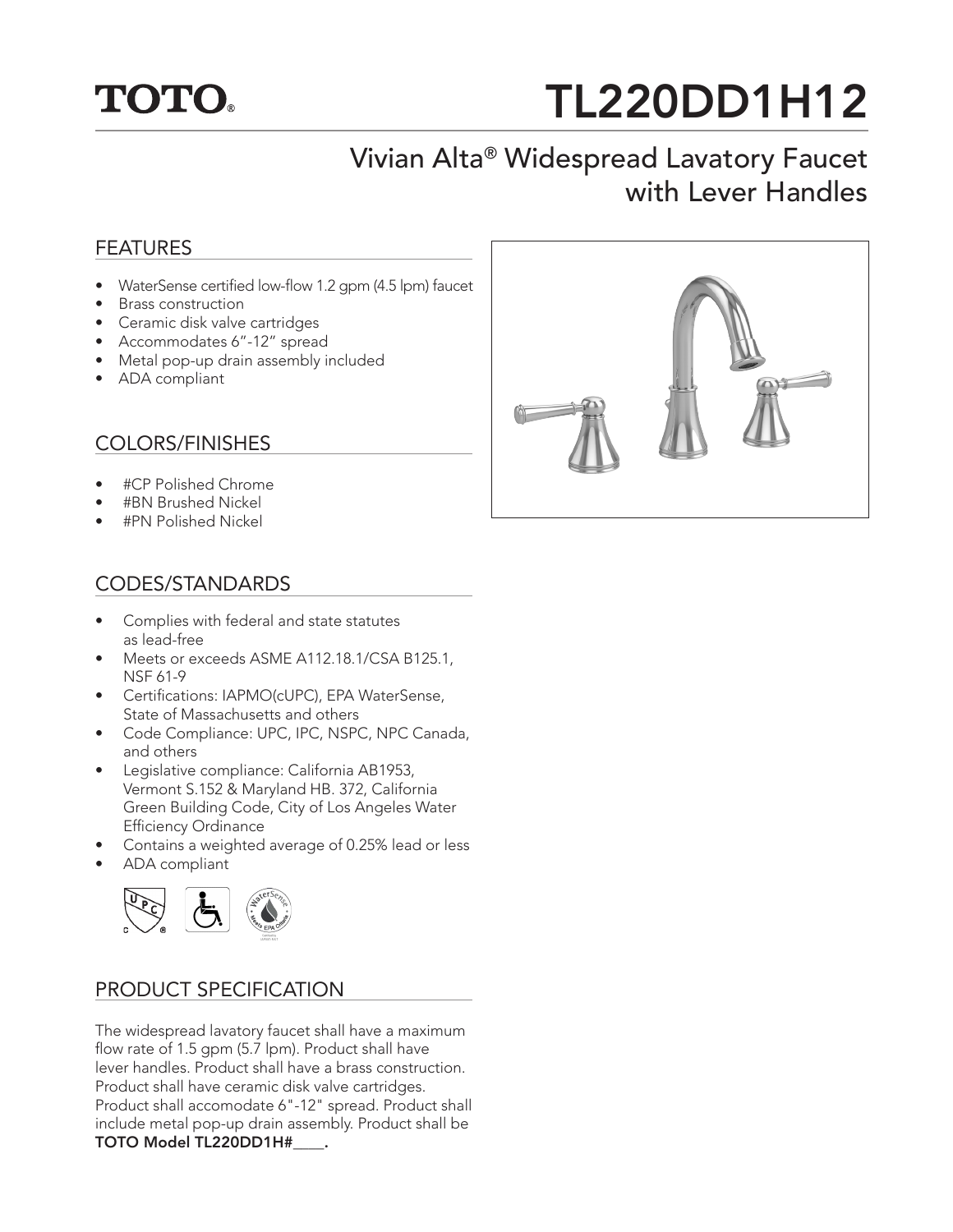TOTO®

# TL220DD1H12

## Vivian Alta® Widespread Lavatory Faucet with Lever Handles

### FEATURES

- WaterSense certified low-flow 1.2 gpm (4.5 lpm) faucet
- Brass construction
- Ceramic disk valve cartridges
- Accommodates 6"-12" spread
- Metal pop-up drain assembly included
- ADA compliant

### COLORS/FINISHES

- #CP Polished Chrome
- #BN Brushed Nickel
- #PN Polished Nickel

### CODES/STANDARDS

- Complies with federal and state statutes as lead-free
- Meets or exceeds ASME A112.18.1/CSA B125.1, NSF 61-9
- Certifications: IAPMO(cUPC), EPA WaterSense, State of Massachusetts and others
- Code Compliance: UPC, IPC, NSPC, NPC Canada, and others
- Legislative compliance: California AB1953, Vermont S.152 & Maryland HB. 372, California Green Building Code, City of Los Angeles Water Efficiency Ordinance
- Contains a weighted average of 0.25% lead or less
- ADA compliant

### PRODUCT SPECIFICATION

The widespread lavatory faucet shall have a maximum flow rate of 1.5 gpm (5.7 lpm). Product shall have lever handles. Product shall have a brass construction. Product shall have ceramic disk valve cartridges. Product shall accomodate 6"-12" spread. Product shall include metal pop-up drain assembly. Product shall be **TOTO Model TL220DD1H#____.**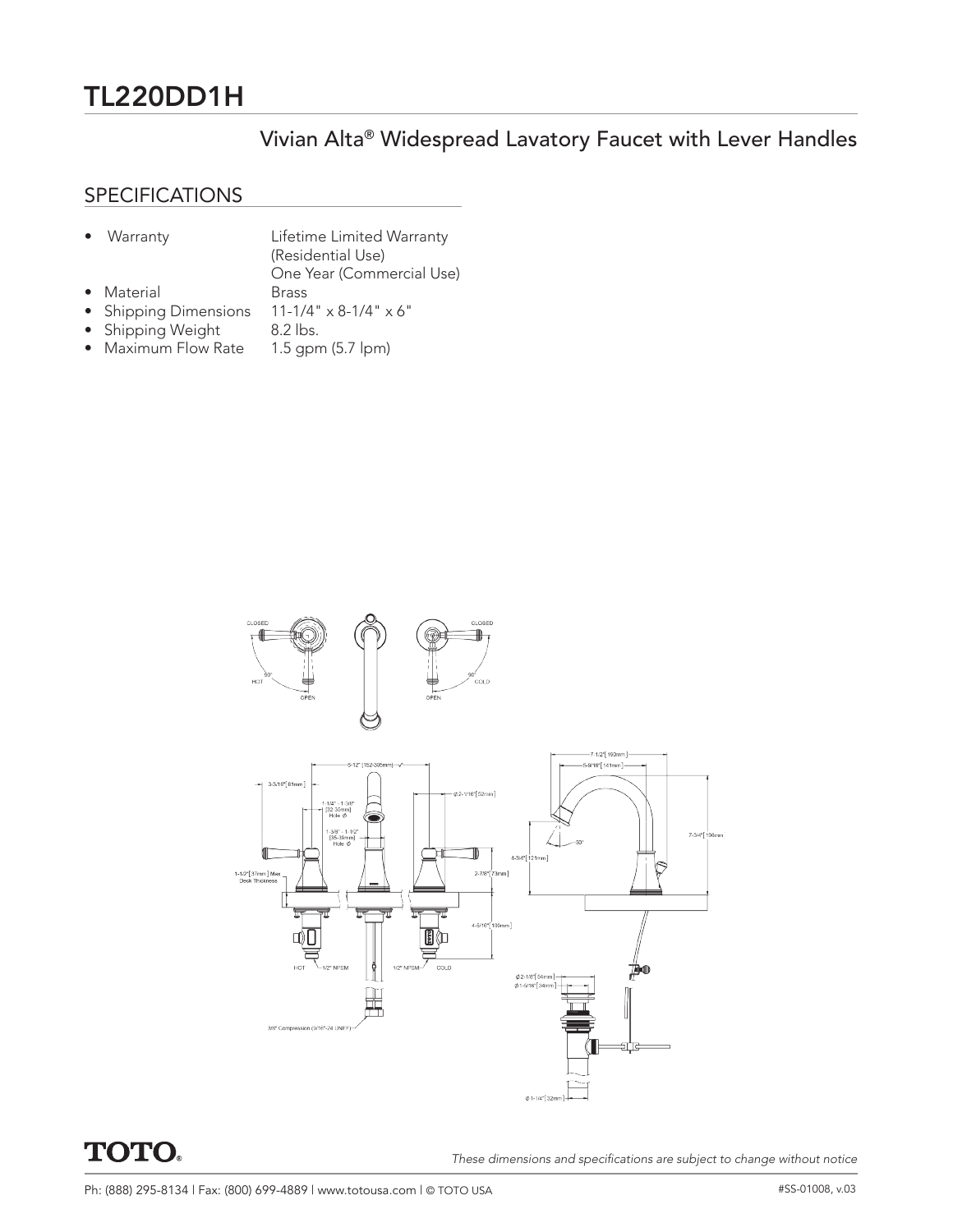# TL220DD1H

## Vivian Alta® Widespread Lavatory Faucet with Lever Handles

## SPECIFICATIONS

- Warranty — Lifetime Limited Warranty (Residential Use), One Year (Commercial Use)
- Material — Brass
- Shipping Dimensions — 11-1/4" x 8-1/4" x 6"
- Shipping Weight — 8.2 lbs.
- Maximum Flow Rate — 1.5 gpm (5.7 lpm)

CLOSED
90°
HOT
OPEN
CLOSED
90°
COLD
OPEN

6-12" [152-305mm]
3-3/16" [81mm]
1-1/4" - 1-3/8" [32-35mm] Hole Ø
1-3/8" - 1-1/2" [35-38mm] Hole Ø
Ø2-1/16" [52mm]
1-1/2" [37mm] Max Deck Thickness
2-7/8" [73mm]
4-5/16" [109mm]
HOT
1/2" NPSM
1/2" NPSM
COLD
3/8" Compression (9/16"-24 UNEF)

7-1/2" [190mm]
5-9/16" [141mm]
30°
7-3/4" [196mm]
4-3/4" [121mm]
Ø2-1/8" [54mm]
Ø1-5/16" [34mm]
Ø1-1/4" [32mm]

*These dimensions and specifications are subject to change without notice*

Ph: (888) 295-8134 | Fax: (800) 699-4889 | www.totousa.com | © TOTO USA

#SS-01008, v.03